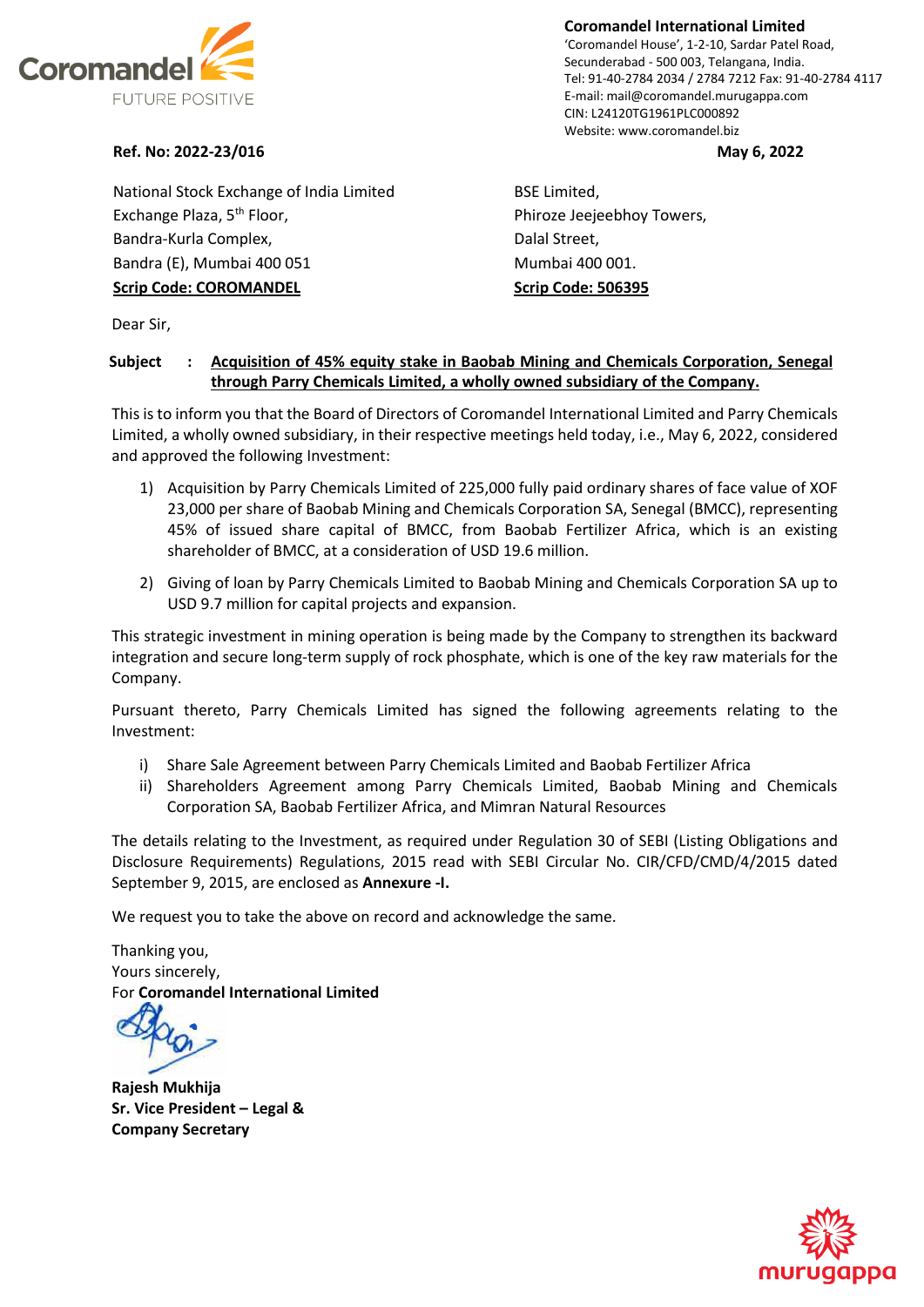**Coromandel International Limited**
'Coromandel House', 1-2-10, Sardar Patel Road,
Secunderabad - 500 003, Telangana, India.
Tel: 91-40-2784 2034 / 2784 7212 Fax: 91-40-2784 4117
E-mail: mail@coromandel.murugappa.com
CIN: L24120TG1961PLC000892
Website: www.coromandel.biz

**Ref. No: 2022-23/016** **May 6, 2022**

National Stock Exchange of India Limited
Exchange Plaza, 5th Floor,
Bandra-Kurla Complex,
Bandra (E), Mumbai 400 051
**Scrip Code: COROMANDEL**

BSE Limited,
Phiroze Jeejeebhoy Towers,
Dalal Street,
Mumbai 400 001.
**Scrip Code: 506395**

Dear Sir,

**Subject : Acquisition of 45% equity stake in Baobab Mining and Chemicals Corporation, Senegal through Parry Chemicals Limited, a wholly owned subsidiary of the Company.**

This is to inform you that the Board of Directors of Coromandel International Limited and Parry Chemicals Limited, a wholly owned subsidiary, in their respective meetings held today, i.e., May 6, 2022, considered and approved the following Investment:

1) Acquisition by Parry Chemicals Limited of 225,000 fully paid ordinary shares of face value of XOF 23,000 per share of Baobab Mining and Chemicals Corporation SA, Senegal (BMCC), representing 45% of issued share capital of BMCC, from Baobab Fertilizer Africa, which is an existing shareholder of BMCC, at a consideration of USD 19.6 million.
2) Giving of loan by Parry Chemicals Limited to Baobab Mining and Chemicals Corporation SA up to USD 9.7 million for capital projects and expansion.

This strategic investment in mining operation is being made by the Company to strengthen its backward integration and secure long-term supply of rock phosphate, which is one of the key raw materials for the Company.

Pursuant thereto, Parry Chemicals Limited has signed the following agreements relating to the Investment:

i) Share Sale Agreement between Parry Chemicals Limited and Baobab Fertilizer Africa
ii) Shareholders Agreement among Parry Chemicals Limited, Baobab Mining and Chemicals Corporation SA, Baobab Fertilizer Africa, and Mimran Natural Resources

The details relating to the Investment, as required under Regulation 30 of SEBI (Listing Obligations and Disclosure Requirements) Regulations, 2015 read with SEBI Circular No. CIR/CFD/CMD/4/2015 dated September 9, 2015, are enclosed as **Annexure -I.**

We request you to take the above on record and acknowledge the same.

Thanking you,
Yours sincerely,
For **Coromandel International Limited**

**Rajesh Mukhija**
**Sr. Vice President – Legal &**
**Company Secretary**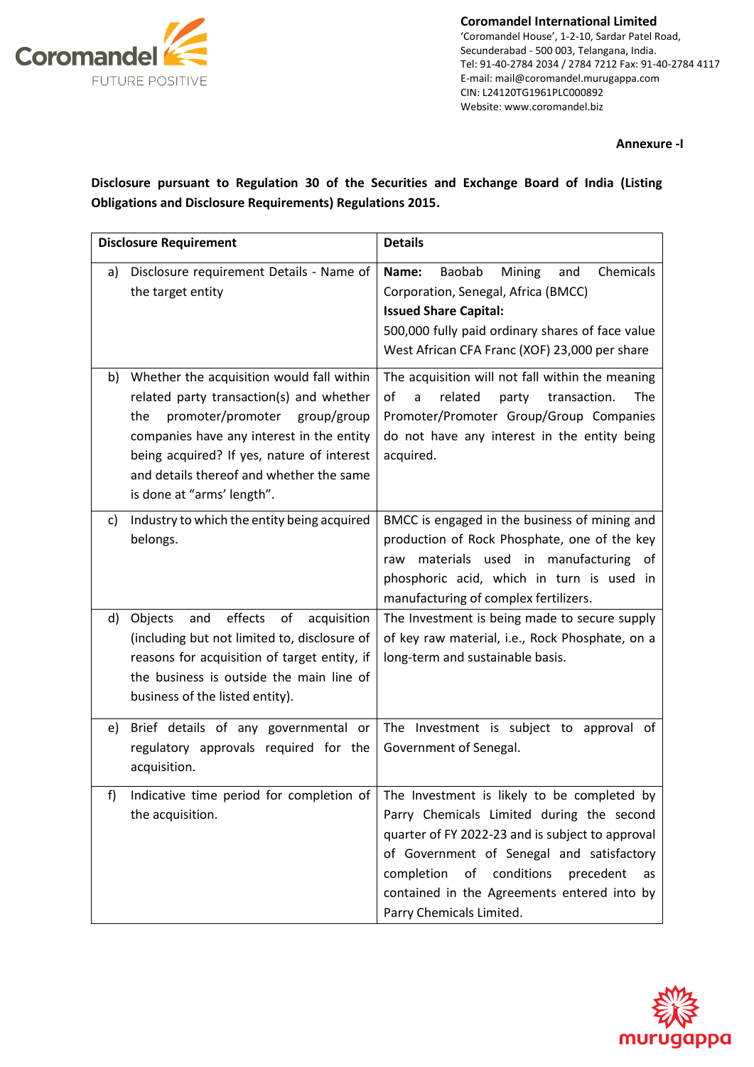**Coromandel International Limited**
'Coromandel House', 1-2-10, Sardar Patel Road,
Secunderabad - 500 003, Telangana, India.
Tel: 91-40-2784 2034 / 2784 7212 Fax: 91-40-2784 4117
E-mail: mail@coromandel.murugappa.com
CIN: L24120TG1961PLC000892
Website: www.coromandel.biz

**Annexure -I**

**Disclosure pursuant to Regulation 30 of the Securities and Exchange Board of India (Listing Obligations and Disclosure Requirements) Regulations 2015.**

| Disclosure Requirement | Details |
|---|---|
| a) Disclosure requirement Details - Name of the target entity | **Name:** Baobab Mining and Chemicals Corporation, Senegal, Africa (BMCC)<br>**Issued Share Capital:**<br>500,000 fully paid ordinary shares of face value West African CFA Franc (XOF) 23,000 per share |
| b) Whether the acquisition would fall within related party transaction(s) and whether the promoter/promoter group/group companies have any interest in the entity being acquired? If yes, nature of interest and details thereof and whether the same is done at "arms' length". | The acquisition will not fall within the meaning of a related party transaction. The Promoter/Promoter Group/Group Companies do not have any interest in the entity being acquired. |
| c) Industry to which the entity being acquired belongs. | BMCC is engaged in the business of mining and production of Rock Phosphate, one of the key raw materials used in manufacturing of phosphoric acid, which in turn is used in manufacturing of complex fertilizers. |
| d) Objects and effects of acquisition (including but not limited to, disclosure of reasons for acquisition of target entity, if the business is outside the main line of business of the listed entity). | The Investment is being made to secure supply of key raw material, i.e., Rock Phosphate, on a long-term and sustainable basis. |
| e) Brief details of any governmental or regulatory approvals required for the acquisition. | The Investment is subject to approval of Government of Senegal. |
| f) Indicative time period for completion of the acquisition. | The Investment is likely to be completed by Parry Chemicals Limited during the second quarter of FY 2022-23 and is subject to approval of Government of Senegal and satisfactory completion of conditions precedent as contained in the Agreements entered into by Parry Chemicals Limited. |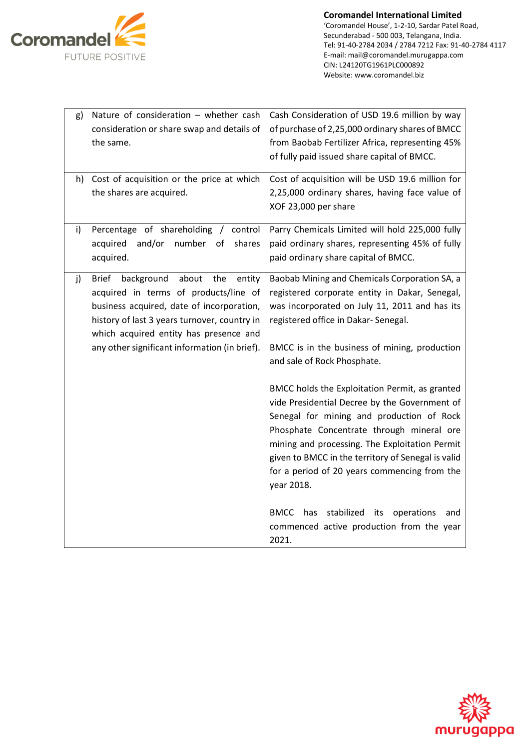| | | |
|---|---|---|
| g) | Nature of consideration – whether cash consideration or share swap and details of the same. | Cash Consideration of USD 19.6 million by way of purchase of 2,25,000 ordinary shares of BMCC from Baobab Fertilizer Africa, representing 45% of fully paid issued share capital of BMCC. |
| h) | Cost of acquisition or the price at which the shares are acquired. | Cost of acquisition will be USD 19.6 million for 2,25,000 ordinary shares, having face value of XOF 23,000 per share |
| i) | Percentage of shareholding / control acquired and/or number of shares acquired. | Parry Chemicals Limited will hold 225,000 fully paid ordinary shares, representing 45% of fully paid ordinary share capital of BMCC. |
| j) | Brief background about the entity acquired in terms of products/line of business acquired, date of incorporation, history of last 3 years turnover, country in which acquired entity has presence and any other significant information (in brief). | Baobab Mining and Chemicals Corporation SA, a registered corporate entity in Dakar, Senegal, was incorporated on July 11, 2011 and has its registered office in Dakar- Senegal.<br><br>BMCC is in the business of mining, production and sale of Rock Phosphate.<br><br>BMCC holds the Exploitation Permit, as granted vide Presidential Decree by the Government of Senegal for mining and production of Rock Phosphate Concentrate through mineral ore mining and processing. The Exploitation Permit given to BMCC in the territory of Senegal is valid for a period of 20 years commencing from the year 2018.<br><br>BMCC has stabilized its operations and commenced active production from the year 2021. |